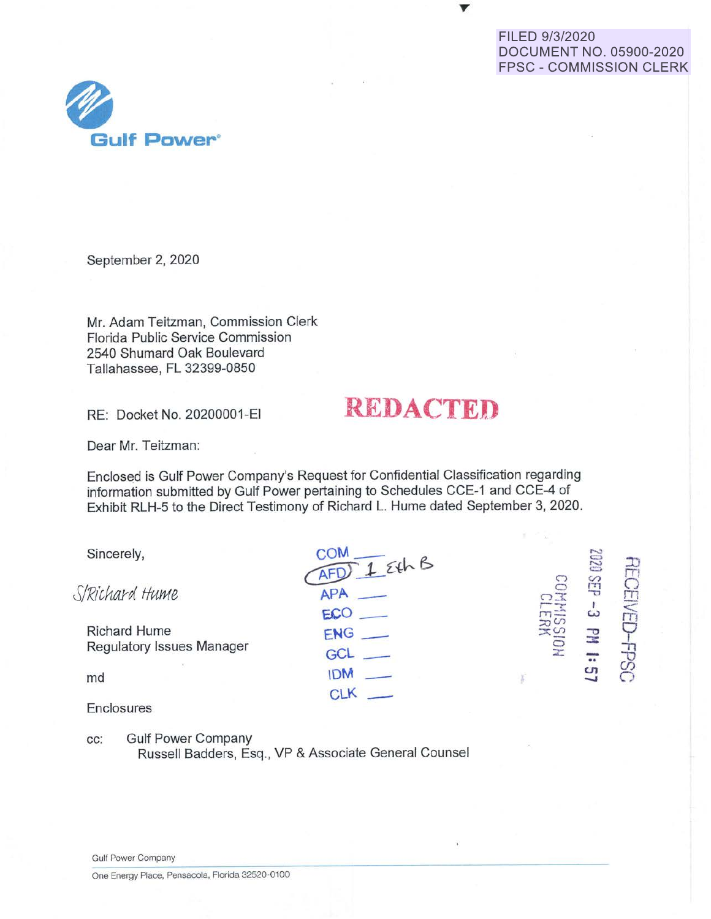FILED 9/3/2020
DOCUMENT NO. 05900-2020
FPSC - COMMISSION CLERK

Gulf Power®

September 2, 2020

Mr. Adam Teitzman, Commission Clerk
Florida Public Service Commission
2540 Shumard Oak Boulevard
Tallahassee, FL 32399-0850

RE: Docket No. 20200001-EI

**REDACTED**

Dear Mr. Teitzman:

Enclosed is Gulf Power Company's Request for Confidential Classification regarding information submitted by Gulf Power pertaining to Schedules CCE-1 and CCE-4 of Exhibit RLH-5 to the Direct Testimony of Richard L. Hume dated September 3, 2020.

Sincerely,

S/Richard Hume

Richard Hume
Regulatory Issues Manager

md

Enclosures

COM ___
AFD 1 Exh B
APA ___
ECO ___
ENG ___
GCL ___
IDM ___
CLK ___

RECEIVED-FPSC
2020 SEP -3 PM 1:57
COMMISSION CLERK

cc: Gulf Power Company
Russell Badders, Esq., VP & Associate General Counsel

Gulf Power Company
One Energy Place, Pensacola, Florida 32520-0100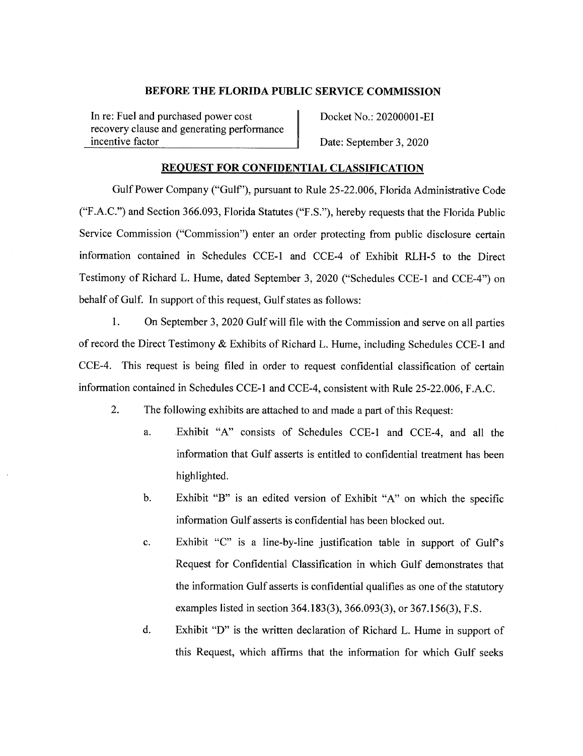**BEFORE THE FLORIDA PUBLIC SERVICE COMMISSION**

| In re: Fuel and purchased power cost recovery clause and generating performance incentive factor | Docket No.: 20200001-EI<br>Date: September 3, 2020 |
| --- | --- |

**REQUEST FOR CONFIDENTIAL CLASSIFICATION**

Gulf Power Company ("Gulf"), pursuant to Rule 25-22.006, Florida Administrative Code ("F.A.C.") and Section 366.093, Florida Statutes ("F.S."), hereby requests that the Florida Public Service Commission ("Commission") enter an order protecting from public disclosure certain information contained in Schedules CCE-1 and CCE-4 of Exhibit RLH-5 to the Direct Testimony of Richard L. Hume, dated September 3, 2020 ("Schedules CCE-1 and CCE-4") on behalf of Gulf. In support of this request, Gulf states as follows:

1. On September 3, 2020 Gulf will file with the Commission and serve on all parties of record the Direct Testimony & Exhibits of Richard L. Hume, including Schedules CCE-1 and CCE-4. This request is being filed in order to request confidential classification of certain information contained in Schedules CCE-1 and CCE-4, consistent with Rule 25-22.006, F.A.C.

2. The following exhibits are attached to and made a part of this Request:

   a. Exhibit "A" consists of Schedules CCE-1 and CCE-4, and all the information that Gulf asserts is entitled to confidential treatment has been highlighted.

   b. Exhibit "B" is an edited version of Exhibit "A" on which the specific information Gulf asserts is confidential has been blocked out.

   c. Exhibit "C" is a line-by-line justification table in support of Gulf's Request for Confidential Classification in which Gulf demonstrates that the information Gulf asserts is confidential qualifies as one of the statutory examples listed in section 364.183(3), 366.093(3), or 367.156(3), F.S.

   d. Exhibit "D" is the written declaration of Richard L. Hume in support of this Request, which affirms that the information for which Gulf seeks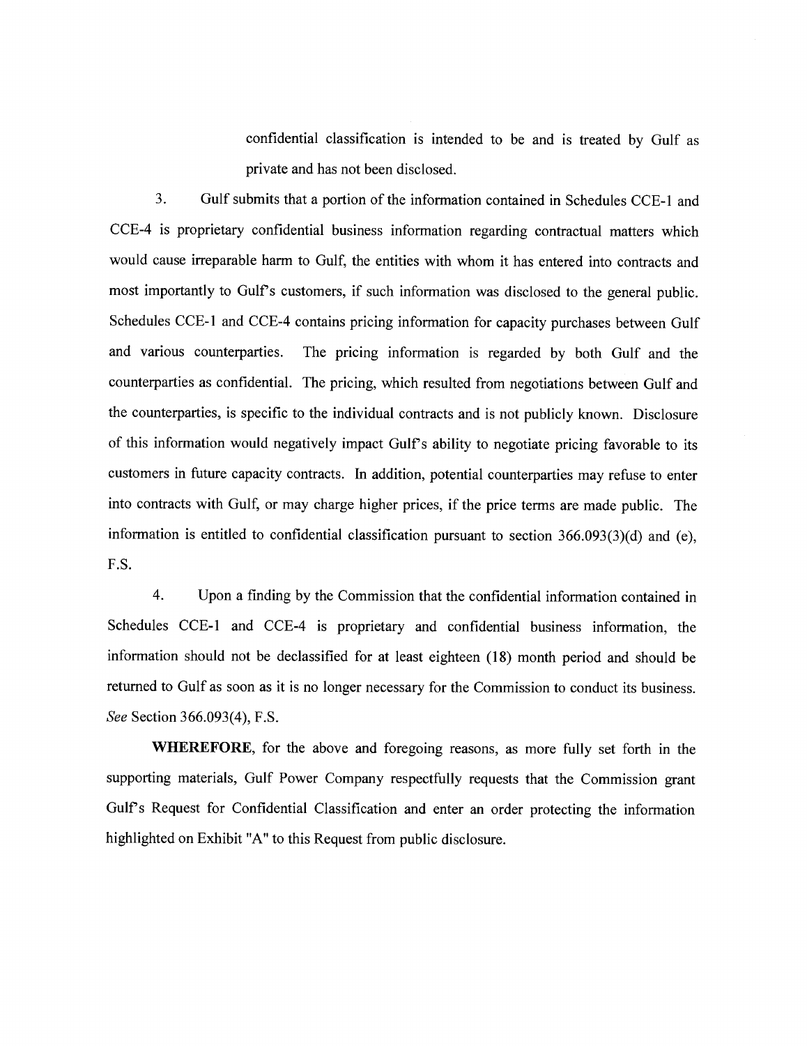confidential classification is intended to be and is treated by Gulf as private and has not been disclosed.

3. Gulf submits that a portion of the information contained in Schedules CCE-1 and CCE-4 is proprietary confidential business information regarding contractual matters which would cause irreparable harm to Gulf, the entities with whom it has entered into contracts and most importantly to Gulf's customers, if such information was disclosed to the general public. Schedules CCE-1 and CCE-4 contains pricing information for capacity purchases between Gulf and various counterparties. The pricing information is regarded by both Gulf and the counterparties as confidential. The pricing, which resulted from negotiations between Gulf and the counterparties, is specific to the individual contracts and is not publicly known. Disclosure of this information would negatively impact Gulf's ability to negotiate pricing favorable to its customers in future capacity contracts. In addition, potential counterparties may refuse to enter into contracts with Gulf, or may charge higher prices, if the price terms are made public. The information is entitled to confidential classification pursuant to section 366.093(3)(d) and (e), F.S.

4. Upon a finding by the Commission that the confidential information contained in Schedules CCE-1 and CCE-4 is proprietary and confidential business information, the information should not be declassified for at least eighteen (18) month period and should be returned to Gulf as soon as it is no longer necessary for the Commission to conduct its business. *See* Section 366.093(4), F.S.

**WHEREFORE**, for the above and foregoing reasons, as more fully set forth in the supporting materials, Gulf Power Company respectfully requests that the Commission grant Gulf's Request for Confidential Classification and enter an order protecting the information highlighted on Exhibit "A" to this Request from public disclosure.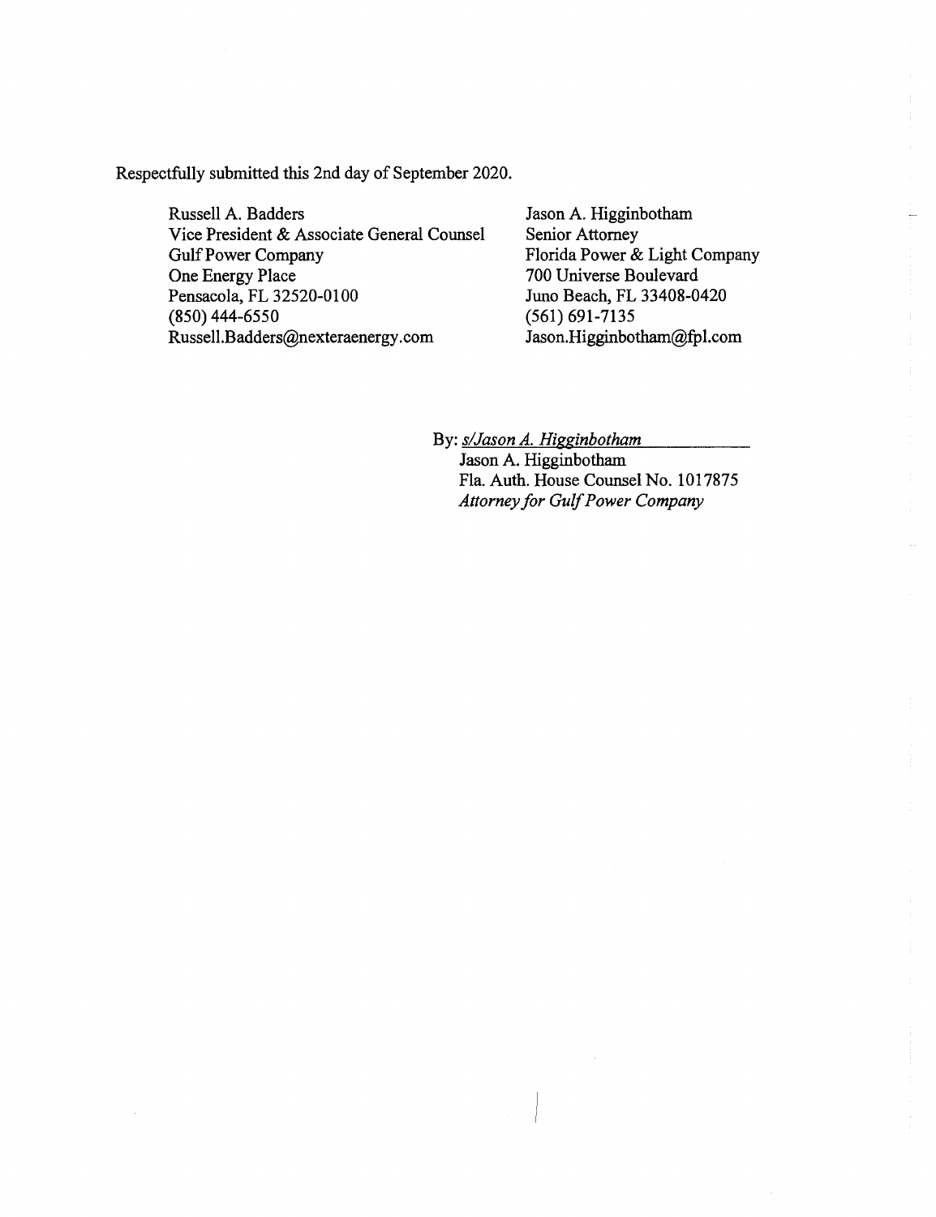Respectfully submitted this 2nd day of September 2020.

Russell A. Badders
Vice President & Associate General Counsel
Gulf Power Company
One Energy Place
Pensacola, FL 32520-0100
(850) 444-6550
Russell.Badders@nexteraenergy.com

Jason A. Higginbotham
Senior Attorney
Florida Power & Light Company
700 Universe Boulevard
Juno Beach, FL 33408-0420
(561) 691-7135
Jason.Higginbotham@fpl.com

By: _s/Jason A. Higginbotham_
Jason A. Higginbotham
Fla. Auth. House Counsel No. 1017875
*Attorney for Gulf Power Company*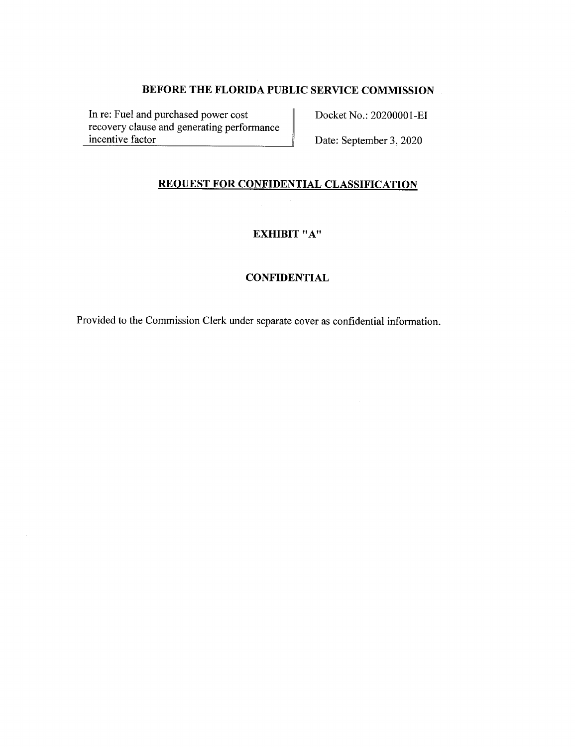## BEFORE THE FLORIDA PUBLIC SERVICE COMMISSION

| In re: Fuel and purchased power cost recovery clause and generating performance incentive factor | Docket No.: 20200001-EI<br>Date: September 3, 2020 |
|---|---|

## **REQUEST FOR CONFIDENTIAL CLASSIFICATION**

### EXHIBIT "A"

### CONFIDENTIAL

Provided to the Commission Clerk under separate cover as confidential information.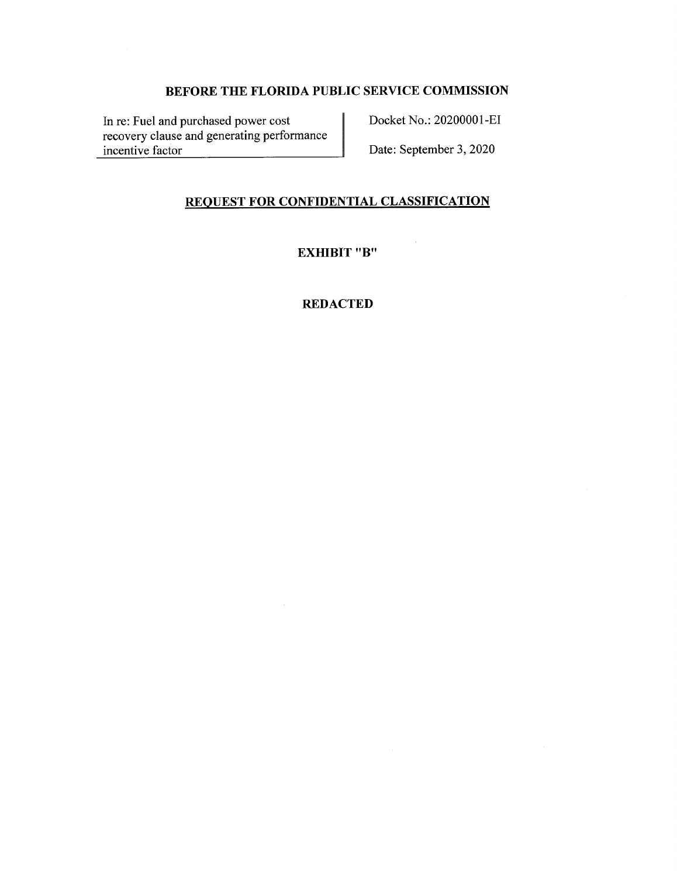**BEFORE THE FLORIDA PUBLIC SERVICE COMMISSION**

| In re: Fuel and purchased power cost recovery clause and generating performance incentive factor | Docket No.: 20200001-EI<br>Date: September 3, 2020 |
|---|---|

**REQUEST FOR CONFIDENTIAL CLASSIFICATION**

**EXHIBIT "B"**

**REDACTED**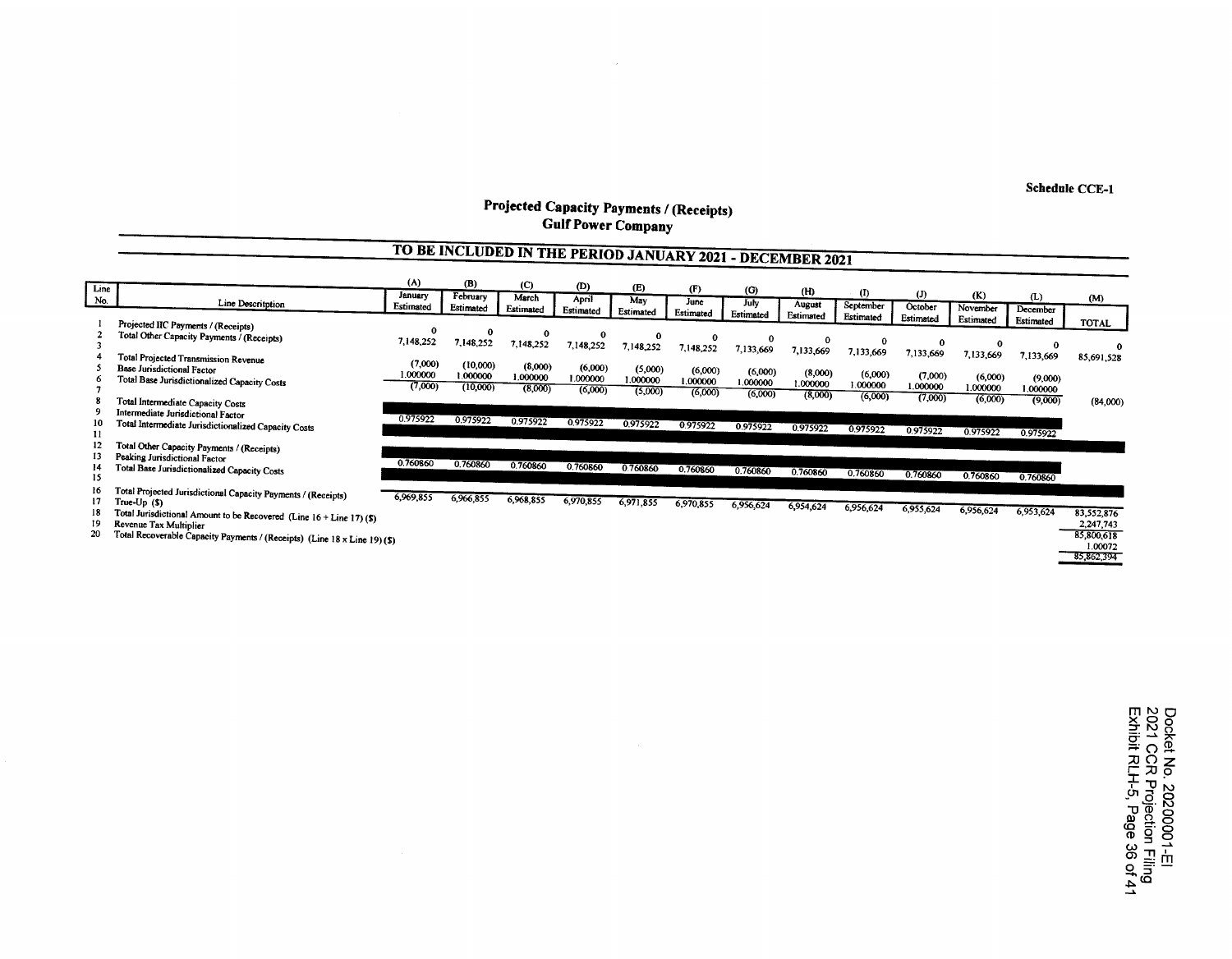Schedule CCE-1

## Projected Capacity Payments / (Receipts)
## Gulf Power Company

### TO BE INCLUDED IN THE PERIOD JANUARY 2021 - DECEMBER 2021

| Line No. | Line Description | (A) January Estimated | (B) February Estimated | (C) March Estimated | (D) April Estimated | (E) May Estimated | (F) June Estimated | (G) July Estimated | (H) August Estimated | (I) September Estimated | (J) October Estimated | (K) November Estimated | (L) December Estimated | (M) TOTAL |
|---|---|---|---|---|---|---|---|---|---|---|---|---|---|---|
| 1 | Projected IIC Payments / (Receipts) | 0 | 0 | 0 | 0 | 0 | 0 | 0 | 0 | 0 | 0 | 0 | 0 | 0 |
| 2 | Total Other Capacity Payments / (Receipts) | 7,148,252 | 7,148,252 | 7,148,252 | 7,148,252 | 7,148,252 | 7,148,252 | 7,133,669 | 7,133,669 | 7,133,669 | 7,133,669 | 7,133,669 | 7,133,669 | 85,691,528 |
| 3 | | | | | | | | | | | | | | |
| 4 | Total Projected Transmission Revenue | (7,000) | (10,000) | (8,000) | (6,000) | (5,000) | (6,000) | (6,000) | (8,000) | (6,000) | (7,000) | (6,000) | (9,000) | |
| 5 | Base Jurisdictional Factor | 1.000000 | 1.000000 | 1.000000 | 1.000000 | 1.000000 | 1.000000 | 1.000000 | 1.000000 | 1.000000 | 1.000000 | 1.000000 | 1.000000 | |
| 6 | Total Base Jurisdictionalized Capacity Costs | (7,000) | (10,000) | (8,000) | (6,000) | (5,000) | (6,000) | (6,000) | (8,000) | (6,000) | (7,000) | (6,000) | (9,000) | (84,000) |
| 7 | | | | | | | | | | | | | | |
| 8 | Total Intermediate Capacity Costs | | | | | | | | | | | | | |
| 9 | Intermediate Jurisdictional Factor | 0.975922 | 0.975922 | 0.975922 | 0.975922 | 0.975922 | 0.975922 | 0.975922 | 0.975922 | 0.975922 | 0.975922 | 0.975922 | 0.975922 | |
| 10 | Total Intermediate Jurisdictionalized Capacity Costs | | | | | | | | | | | | | |
| 11 | | | | | | | | | | | | | | |
| 12 | Total Other Capacity Payments / (Receipts) | | | | | | | | | | | | | |
| 13 | Peaking Jurisdictional Factor | 0.760860 | 0.760860 | 0.760860 | 0.760860 | 0.760860 | 0.760860 | 0.760860 | 0.760860 | 0.760860 | 0.760860 | 0.760860 | 0.760860 | |
| 14 | Total Base Jurisdictionalized Capacity Costs | | | | | | | | | | | | | |
| 15 | | | | | | | | | | | | | | |
| 16 | Total Projected Jurisdictional Capacity Payments / (Receipts) | 6,969,855 | 6,966,855 | 6,968,855 | 6,970,855 | 6,971,855 | 6,970,855 | 6,956,624 | 6,954,624 | 6,956,624 | 6,955,624 | 6,956,624 | 6,953,624 | 83,552,876 |
| 17 | True-Up ($) | | | | | | | | | | | | | 2,247,743 |
| 18 | Total Jurisdictional Amount to be Recovered (Line 16 + Line 17) ($) | | | | | | | | | | | | | 85,800,618 |
| 19 | Revenue Tax Multiplier | | | | | | | | | | | | | 1.00072 |
| 20 | Total Recoverable Capacity Payments / (Receipts) (Line 18 x Line 19) ($) | | | | | | | | | | | | | 85,862,394 |

Docket No. 20200001-EI
2021 CCR Projection Filing
Exhibit RLH-5, Page 36 of 41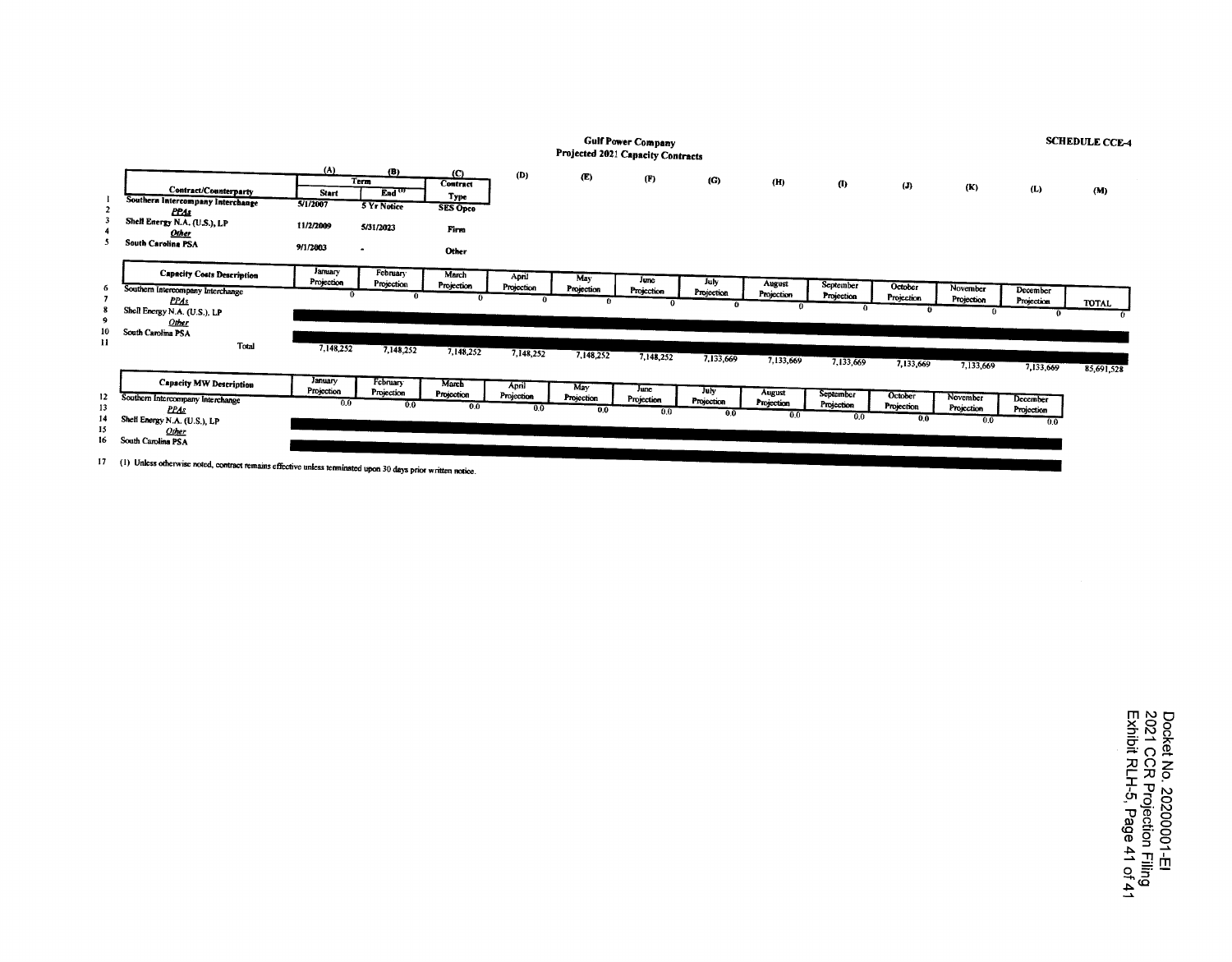**Gulf Power Company**
**Projected 2021 Capacity Contracts**

**SCHEDULE CCE-4**

| | Contract/Counterparty | (A) Term Start | (B) Term End [(1)] | (C) Contract Type |
|---|---|---|---|---|
| 1 | **Southern Intercompany Interchange** | 5/1/2007 | 5 Yr Notice | SES Opco |
| 2 | ***PPAs*** | | | |
| 3 | Shell Energy N.A. (U.S.), LP | 11/2/2009 | 5/31/2023 | Firm |
| 4 | ***Other*** | | | |
| 5 | South Carolina PSA | 9/1/2003 | - | Other |

| | Capacity Costs Description | January Projection | February Projection | March Projection | April Projection | May Projection | June Projection | July Projection | August Projection | September Projection | October Projection | November Projection | December Projection | TOTAL |
|---|---|---|---|---|---|---|---|---|---|---|---|---|---|---|
| 6 | Southern Intercompany Interchange | 0 | 0 | 0 | 0 | 0 | 0 | 0 | 0 | 0 | 0 | 0 | 0 | 0 |
| 7 | *PPAs* | | | | | | | | | | | | | |
| 8 | Shell Energy N.A. (U.S.), LP | | | | | | | | | | | | | |
| 9 | *Other* | | | | | | | | | | | | | |
| 10 | South Carolina PSA | | | | | | | | | | | | | |
| 11 | Total | 7,148,252 | 7,148,252 | 7,148,252 | 7,148,252 | 7,148,252 | 7,148,252 | 7,133,669 | 7,133,669 | 7,133,669 | 7,133,669 | 7,133,669 | 7,133,669 | 85,691,528 |

| | Capacity MW Description | January Projection | February Projection | March Projection | April Projection | May Projection | June Projection | July Projection | August Projection | September Projection | October Projection | November Projection | December Projection |
|---|---|---|---|---|---|---|---|---|---|---|---|---|---|
| 12 | Southern Intercompany Interchange | 0.0 | 0.0 | 0.0 | 0.0 | 0.0 | 0.0 | 0.0 | 0.0 | 0.0 | 0.0 | 0.0 | 0.0 |
| 13 | *PPAs* | | | | | | | | | | | | |
| 14 | Shell Energy N.A. (U.S.), LP | | | | | | | | | | | | |
| 15 | *Other* | | | | | | | | | | | | |
| 16 | South Carolina PSA | | | | | | | | | | | | |

17 (1) Unless otherwise noted, contract remains effective unless terminated upon 30 days prior written notice.

Docket No. 20200001-EI
2021 CCR Projection Filing
Exhibit RLH-5, Page 41 of 41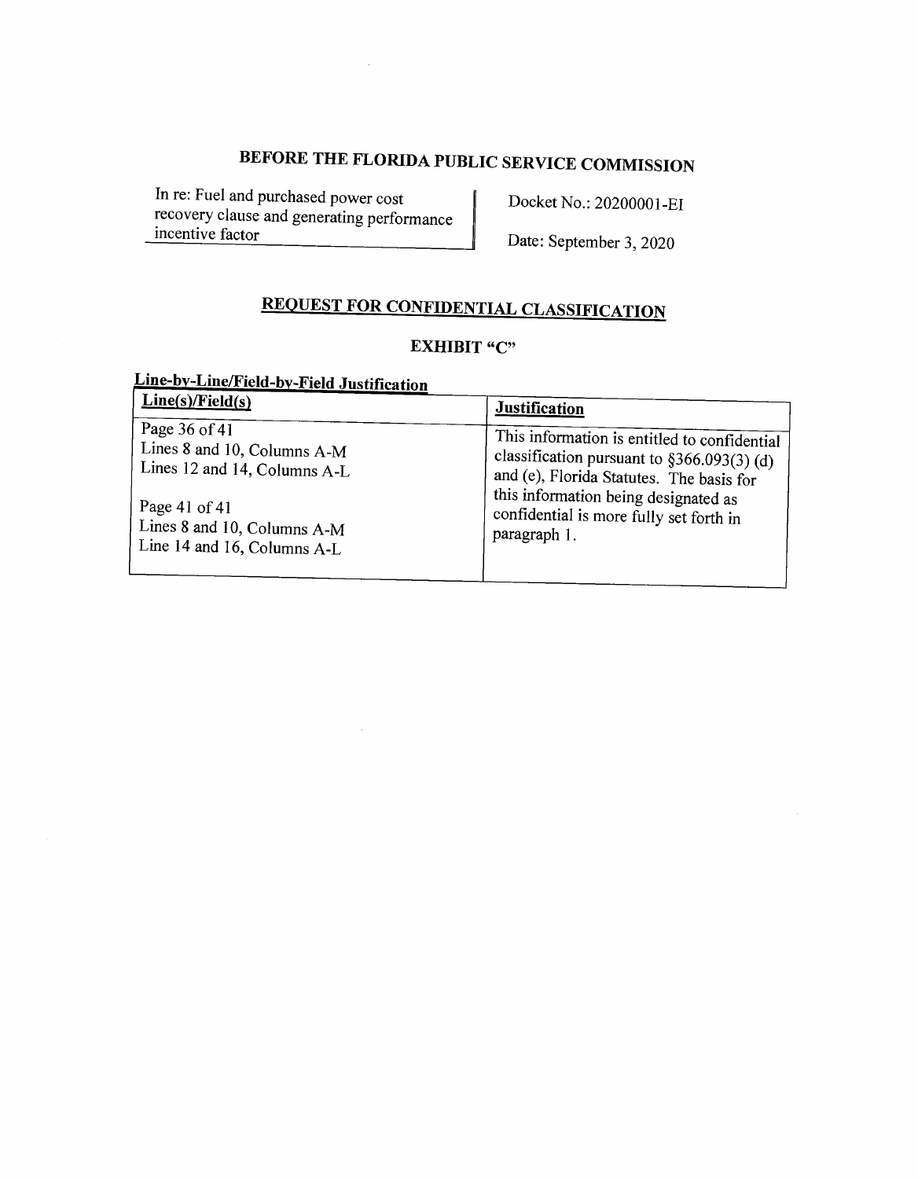# BEFORE THE FLORIDA PUBLIC SERVICE COMMISSION

| In re: Fuel and purchased power cost recovery clause and generating performance incentive factor | Docket No.: 20200001-EI<br>Date: September 3, 2020 |
|---|---|

## REQUEST FOR CONFIDENTIAL CLASSIFICATION

### EXHIBIT "C"

**Line-by-Line/Field-by-Field Justification**

| Line(s)/Field(s) | Justification |
|---|---|
| Page 36 of 41<br>Lines 8 and 10, Columns A-M<br>Lines 12 and 14, Columns A-L<br><br>Page 41 of 41<br>Lines 8 and 10, Columns A-M<br>Line 14 and 16, Columns A-L | This information is entitled to confidential classification pursuant to §366.093(3) (d) and (e), Florida Statutes. The basis for this information being designated as confidential is more fully set forth in paragraph 1. |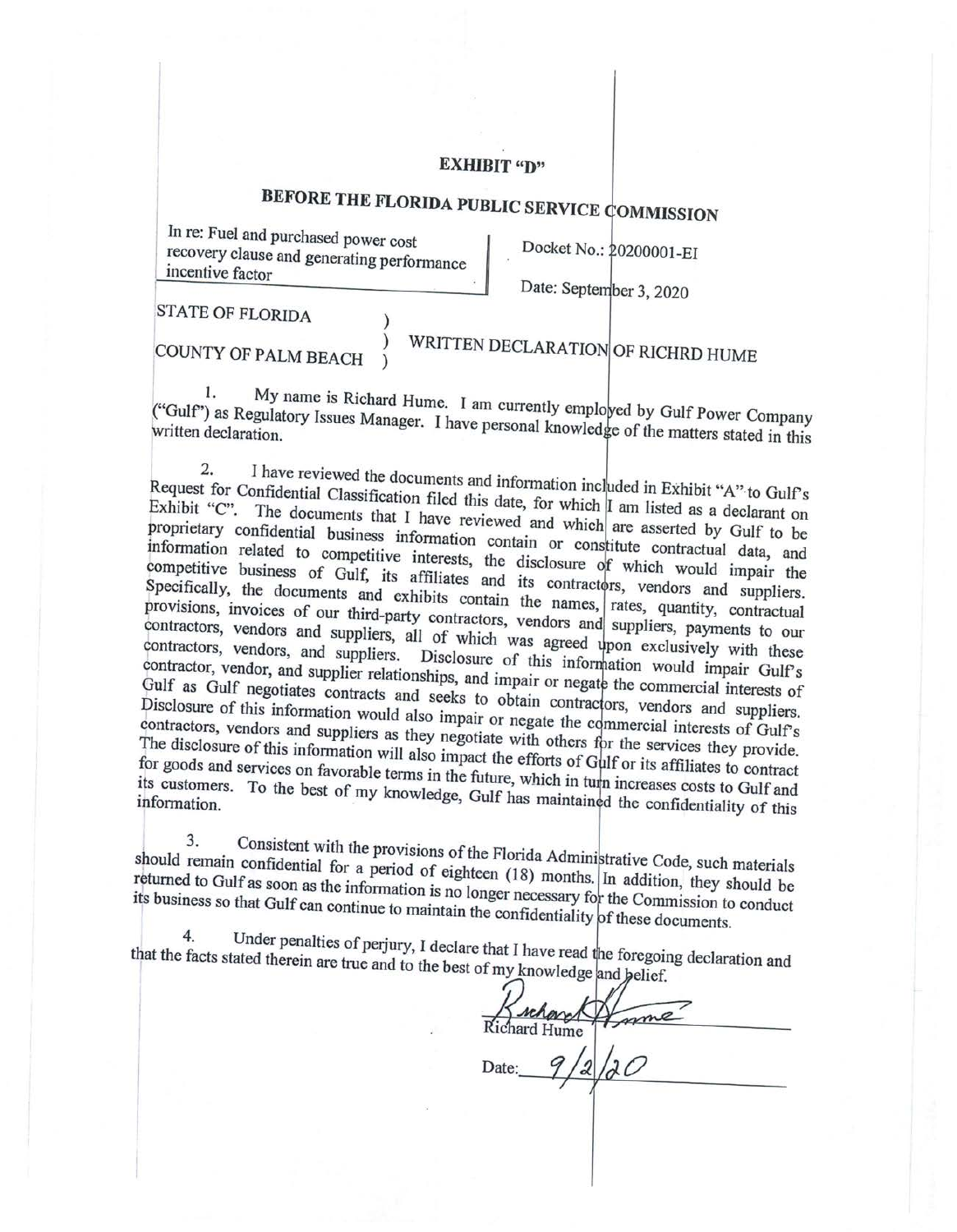**EXHIBIT "D"**

# BEFORE THE FLORIDA PUBLIC SERVICE COMMISSION

| In re: Fuel and purchased power cost recovery clause and generating performance incentive factor | Docket No.: 20200001-EI<br>Date: September 3, 2020 |
|---|---|

STATE OF FLORIDA )
)
COUNTY OF PALM BEACH )

WRITTEN DECLARATION OF RICHRD HUME

1. My name is Richard Hume. I am currently employed by Gulf Power Company ("Gulf") as Regulatory Issues Manager. I have personal knowledge of the matters stated in this written declaration.

2. I have reviewed the documents and information included in Exhibit "A" to Gulf's Request for Confidential Classification filed this date, for which I am listed as a declarant on Exhibit "C". The documents that I have reviewed and which are asserted by Gulf to be proprietary confidential business information contain or constitute contractual data, and information related to competitive interests, the disclosure of which would impair the competitive business of Gulf, its affiliates and its contractors, vendors and suppliers. Specifically, the documents and exhibits contain the names, rates, quantity, contractual provisions, invoices of our third-party contractors, vendors and suppliers, payments to our contractors, vendors and suppliers, all of which was agreed upon exclusively with these contractors, vendors, and suppliers. Disclosure of this information would impair Gulf's contractor, vendor, and supplier relationships, and impair or negate the commercial interests of Gulf as Gulf negotiates contracts and seeks to obtain contractors, vendors and suppliers. Disclosure of this information would also impair or negate the commercial interests of Gulf's contractors, vendors and suppliers as they negotiate with others for the services they provide. The disclosure of this information will also impact the efforts of Gulf or its affiliates to contract for goods and services on favorable terms in the future, which in turn increases costs to Gulf and its customers. To the best of my knowledge, Gulf has maintained the confidentiality of this information.

3. Consistent with the provisions of the Florida Administrative Code, such materials should remain confidential for a period of eighteen (18) months. In addition, they should be returned to Gulf as soon as the information is no longer necessary for the Commission to conduct its business so that Gulf can continue to maintain the confidentiality of these documents.

4. Under penalties of perjury, I declare that I have read the foregoing declaration and that the facts stated therein are true and to the best of my knowledge and belief.

Richard Hume

Date: 9/2/20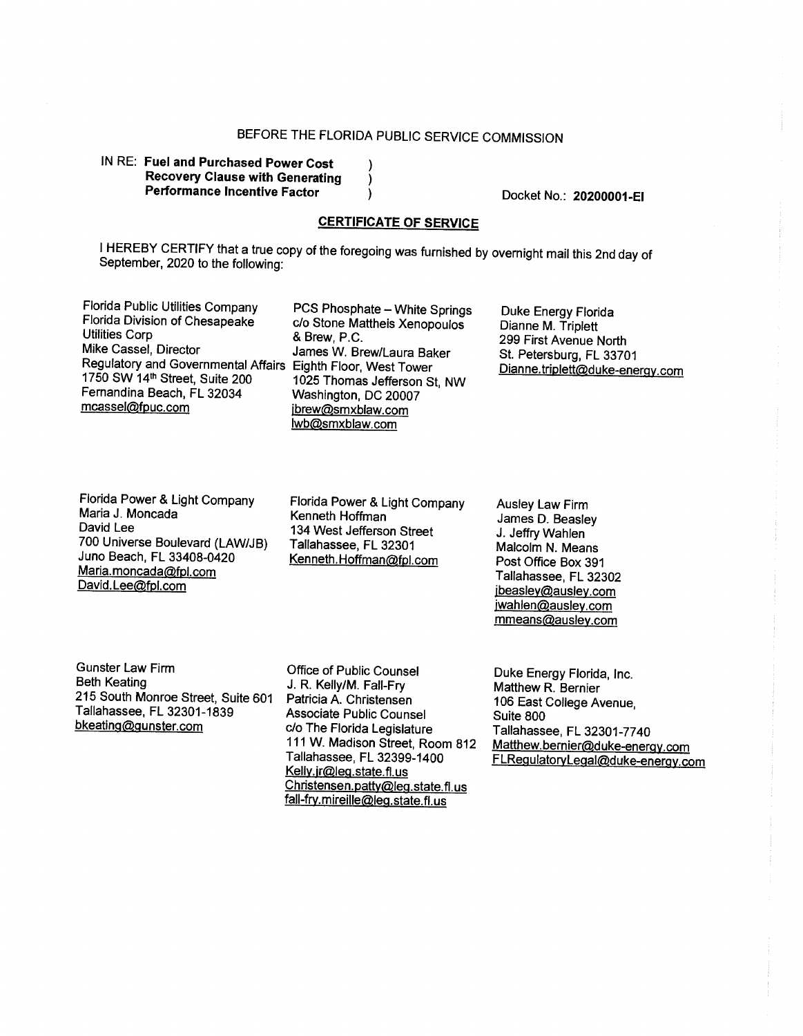BEFORE THE FLORIDA PUBLIC SERVICE COMMISSION

IN RE: **Fuel and Purchased Power Cost Recovery Clause with Generating Performance Incentive Factor** )

Docket No.: **20200001-EI**

## CERTIFICATE OF SERVICE

I HEREBY CERTIFY that a true copy of the foregoing was furnished by overnight mail this 2nd day of September, 2020 to the following:

Florida Public Utilities Company
Florida Division of Chesapeake Utilities Corp
Mike Cassel, Director
Regulatory and Governmental Affairs
1750 SW 14th Street, Suite 200
Fernandina Beach, FL 32034
mcassel@fpuc.com

PCS Phosphate – White Springs
c/o Stone Mattheis Xenopoulos & Brew, P.C.
James W. Brew/Laura Baker
Eighth Floor, West Tower
1025 Thomas Jefferson St, NW
Washington, DC 20007
jbrew@smxblaw.com
lwb@smxblaw.com

Duke Energy Florida
Dianne M. Triplett
299 First Avenue North
St. Petersburg, FL 33701
Dianne.triplett@duke-energy.com

Florida Power & Light Company
Maria J. Moncada
David Lee
700 Universe Boulevard (LAW/JB)
Juno Beach, FL 33408-0420
Maria.moncada@fpl.com
David.Lee@fpl.com

Florida Power & Light Company
Kenneth Hoffman
134 West Jefferson Street
Tallahassee, FL 32301
Kenneth.Hoffman@fpl.com

Ausley Law Firm
James D. Beasley
J. Jeffry Wahlen
Malcolm N. Means
Post Office Box 391
Tallahassee, FL 32302
jbeasley@ausley.com
jwahlen@ausley.com
mmeans@ausley.com

Gunster Law Firm
Beth Keating
215 South Monroe Street, Suite 601
Tallahassee, FL 32301-1839
bkeating@gunster.com

Office of Public Counsel
J. R. Kelly/M. Fall-Fry
Patricia A. Christensen
Associate Public Counsel
c/o The Florida Legislature
111 W. Madison Street, Room 812
Tallahassee, FL 32399-1400
Kelly.jr@leg.state.fl.us
Christensen.patty@leg.state.fl.us
fall-fry.mireille@leg.state.fl.us

Duke Energy Florida, Inc.
Matthew R. Bernier
106 East College Avenue,
Suite 800
Tallahassee, FL 32301-7740
Matthew.bernier@duke-energy.com
FLRegulatoryLegal@duke-energy.com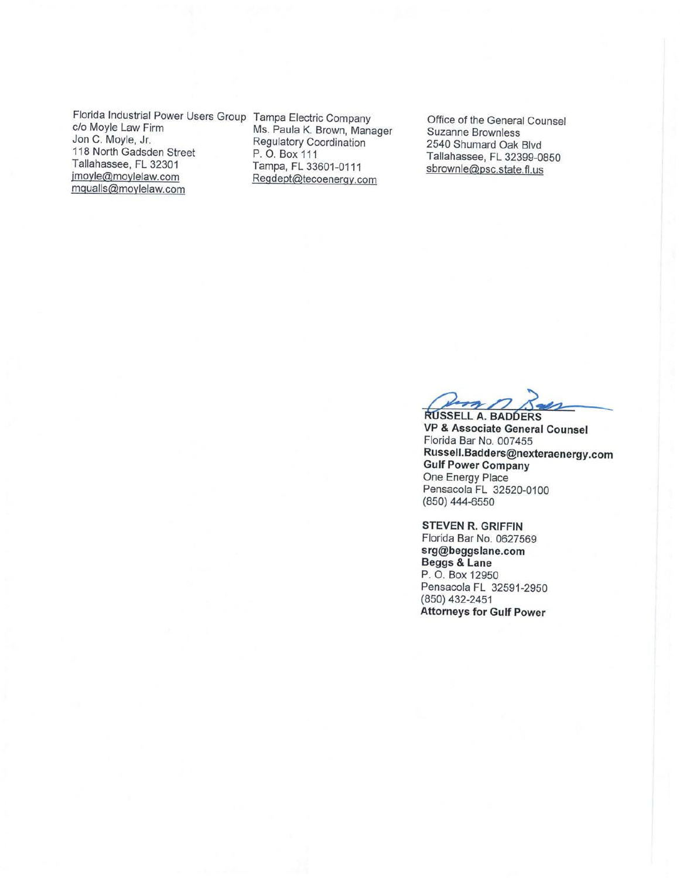Florida Industrial Power Users Group
c/o Moyle Law Firm
Jon C. Moyle, Jr.
118 North Gadsden Street
Tallahassee, FL 32301
jmoyle@moylelaw.com
mqualls@moylelaw.com

Tampa Electric Company
Ms. Paula K. Brown, Manager
Regulatory Coordination
P. O. Box 111
Tampa, FL 33601-0111
Regdept@tecoenergy.com

Office of the General Counsel
Suzanne Brownless
2540 Shumard Oak Blvd
Tallahassee, FL 32399-0850
sbrownle@psc.state.fl.us

**RUSSELL A. BADDERS**
**VP & Associate General Counsel**
Florida Bar No. 007455
**Russell.Badders@nexteraenergy.com**
**Gulf Power Company**
One Energy Place
Pensacola FL 32520-0100
(850) 444-6550

**STEVEN R. GRIFFIN**
Florida Bar No. 0627569
**srg@beggslane.com**
**Beggs & Lane**
P. O. Box 12950
Pensacola FL 32591-2950
(850) 432-2451
**Attorneys for Gulf Power**